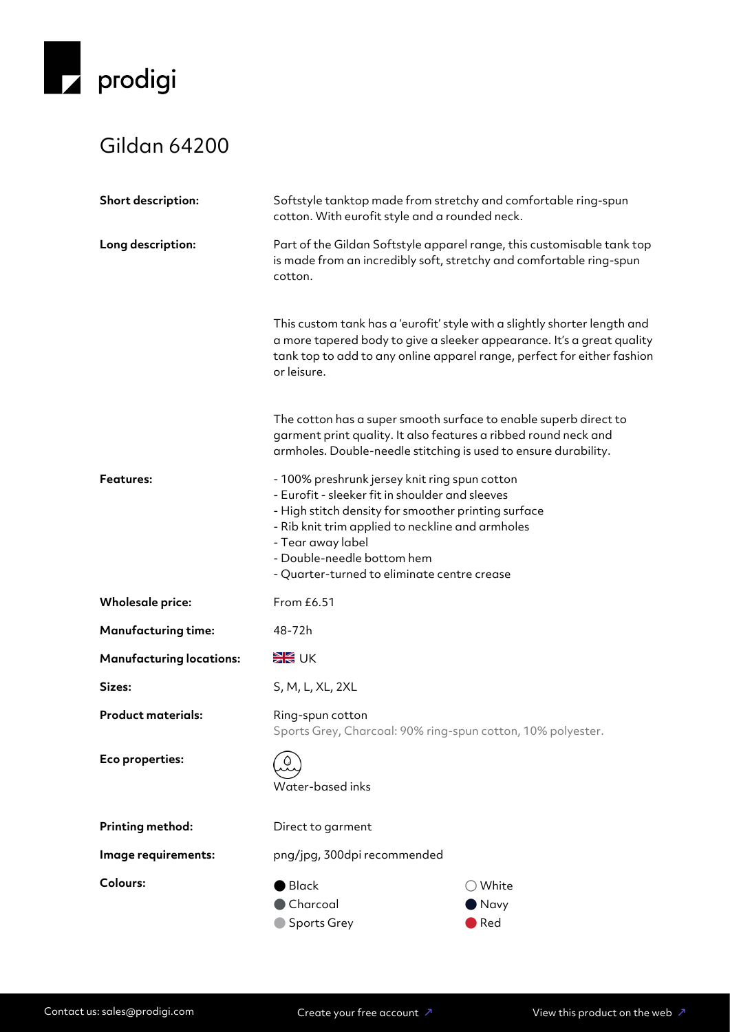prodigi

# Gildan 64200

| | |
|---|---|
| **Short description:** | Softstyle tanktop made from stretchy and comfortable ring-spun cotton. With eurofit style and a rounded neck. |
| **Long description:** | Part of the Gildan Softstyle apparel range, this customisable tank top is made from an incredibly soft, stretchy and comfortable ring-spun cotton.<br><br>This custom tank has a 'eurofit' style with a slightly shorter length and a more tapered body to give a sleeker appearance. It's a great quality tank top to add to any online apparel range, perfect for either fashion or leisure.<br><br>The cotton has a super smooth surface to enable superb direct to garment print quality. It also features a ribbed round neck and armholes. Double-needle stitching is used to ensure durability. |
| **Features:** | - 100% preshrunk jersey knit ring spun cotton<br>- Eurofit - sleeker fit in shoulder and sleeves<br>- High stitch density for smoother printing surface<br>- Rib knit trim applied to neckline and armholes<br>- Tear away label<br>- Double-needle bottom hem<br>- Quarter-turned to eliminate centre crease |
| **Wholesale price:** | From £6.51 |
| **Manufacturing time:** | 48-72h |
| **Manufacturing locations:** | UK |
| **Sizes:** | S, M, L, XL, 2XL |
| **Product materials:** | Ring-spun cotton<br>Sports Grey, Charcoal: 90% ring-spun cotton, 10% polyester. |
| **Eco properties:** | Water-based inks |
| **Printing method:** | Direct to garment |
| **Image requirements:** | png/jpg, 300dpi recommended |
| **Colours:** | Black, Charcoal, Sports Grey, White, Navy, Red |

Contact us: sales@prodigi.com

Create your free account ↗

View this product on the web ↗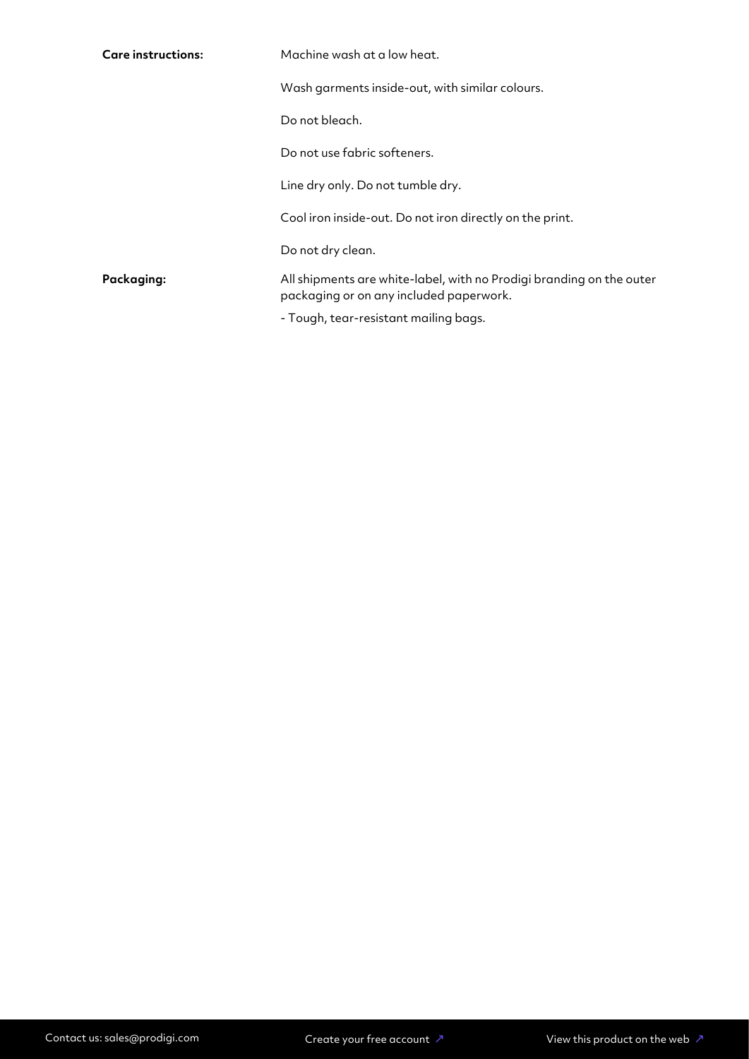| | |
|---|---|
| **Care instructions:** | Machine wash at a low heat. |
| | Wash garments inside-out, with similar colours. |
| | Do not bleach. |
| | Do not use fabric softeners. |
| | Line dry only. Do not tumble dry. |
| | Cool iron inside-out. Do not iron directly on the print. |
| | Do not dry clean. |
| **Packaging:** | All shipments are white-label, with no Prodigi branding on the outer packaging or on any included paperwork. |
| | - Tough, tear-resistant mailing bags. |

Contact us: sales@prodigi.com

Create your free account ↗

View this product on the web ↗